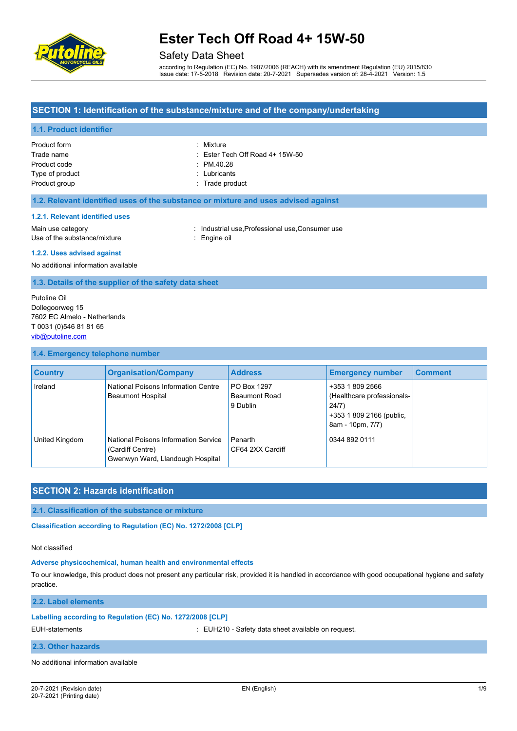# Ester Tech Off Road 4+ 15W-50

## Safety Data Sheet

according to Regulation (EC) No. 1907/2006 (REACH) with its amendment Regulation (EU) 2015/830
Issue date: 17-5-2018 Revision date: 20-7-2021 Supersedes version of: 28-4-2021 Version: 1.5

## SECTION 1: Identification of the substance/mixture and of the company/undertaking

### 1.1. Product identifier

Product form : Mixture
Trade name : Ester Tech Off Road 4+ 15W-50
Product code : PM.40.28
Type of product : Lubricants
Product group : Trade product

### 1.2. Relevant identified uses of the substance or mixture and uses advised against

#### 1.2.1. Relevant identified uses

Main use category : Industrial use,Professional use,Consumer use
Use of the substance/mixture : Engine oil

#### 1.2.2. Uses advised against

No additional information available

### 1.3. Details of the supplier of the safety data sheet

Putoline Oil
Dollegoorweg 15
7602 EC Almelo - Netherlands
T 0031 (0)546 81 81 65
vib@putoline.com

### 1.4. Emergency telephone number

| Country | Organisation/Company | Address | Emergency number | Comment |
|---|---|---|---|---|
| Ireland | National Poisons Information Centre Beaumont Hospital | PO Box 1297 Beaumont Road 9 Dublin | +353 1 809 2566 (Healthcare professionals-24/7) +353 1 809 2166 (public, 8am - 10pm, 7/7) | |
| United Kingdom | National Poisons Information Service (Cardiff Centre) Gwenwyn Ward, Llandough Hospital | Penarth CF64 2XX Cardiff | 0344 892 0111 | |

## SECTION 2: Hazards identification

### 2.1. Classification of the substance or mixture

#### Classification according to Regulation (EC) No. 1272/2008 [CLP]

Not classified

#### Adverse physicochemical, human health and environmental effects

To our knowledge, this product does not present any particular risk, provided it is handled in accordance with good occupational hygiene and safety practice.

### 2.2. Label elements

#### Labelling according to Regulation (EC) No. 1272/2008 [CLP]

EUH-statements : EUH210 - Safety data sheet available on request.

### 2.3. Other hazards

No additional information available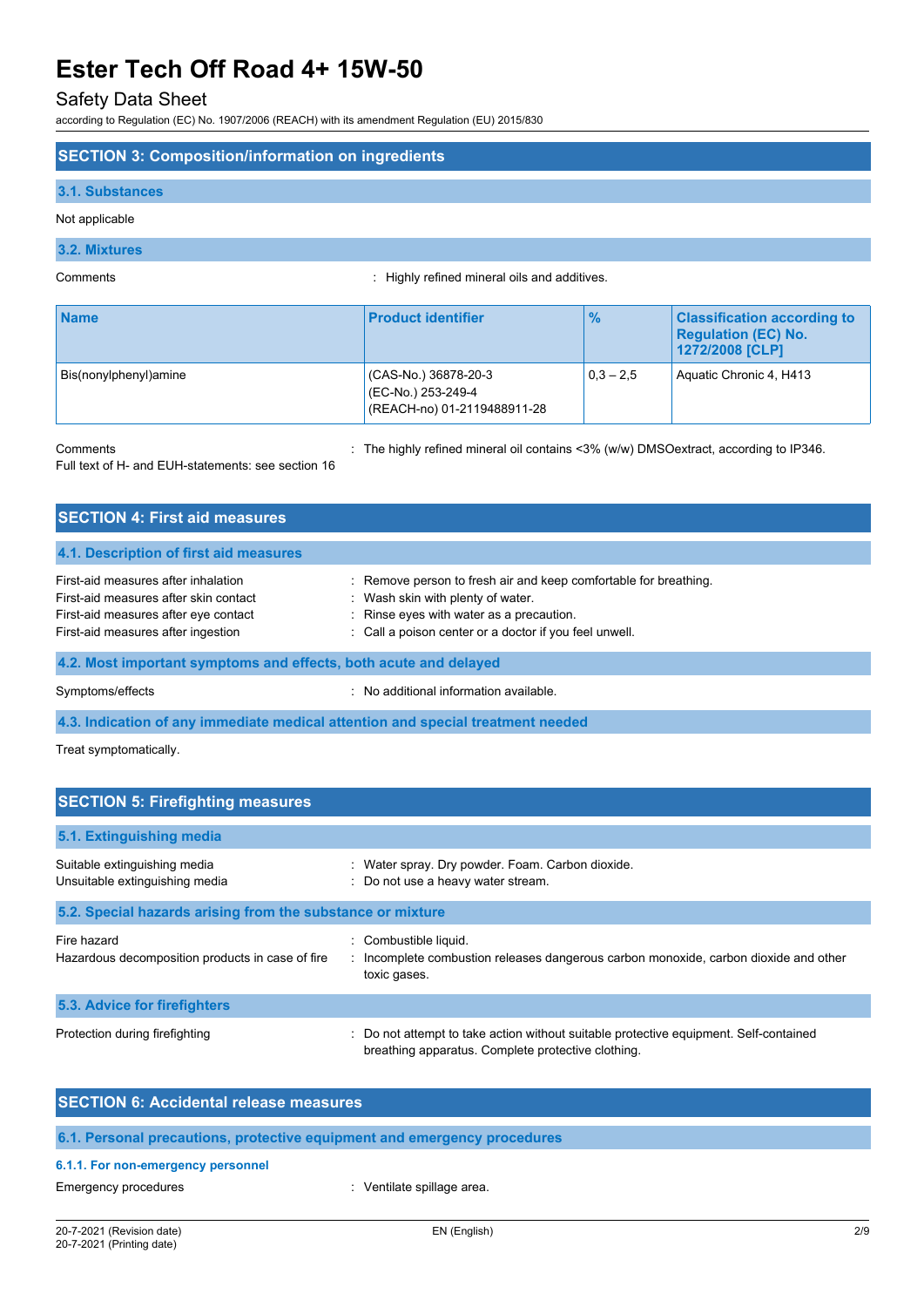## SECTION 3: Composition/information on ingredients

### 3.1. Substances

Not applicable

### 3.2. Mixtures

Comments : Highly refined mineral oils and additives.

| Name | Product identifier | % | Classification according to Regulation (EC) No. 1272/2008 [CLP] |
|---|---|---|---|
| Bis(nonylphenyl)amine | (CAS-No.) 36878-20-3<br>(EC-No.) 253-249-4<br>(REACH-no) 01-2119488911-28 | 0,3 – 2,5 | Aquatic Chronic 4, H413 |

Comments : The highly refined mineral oil contains <3% (w/w) DMSOextract, according to IP346.

Full text of H- and EUH-statements: see section 16

## SECTION 4: First aid measures

### 4.1. Description of first aid measures

First-aid measures after inhalation : Remove person to fresh air and keep comfortable for breathing.
First-aid measures after skin contact : Wash skin with plenty of water.
First-aid measures after eye contact : Rinse eyes with water as a precaution.
First-aid measures after ingestion : Call a poison center or a doctor if you feel unwell.

### 4.2. Most important symptoms and effects, both acute and delayed

Symptoms/effects : No additional information available.

### 4.3. Indication of any immediate medical attention and special treatment needed

Treat symptomatically.

## SECTION 5: Firefighting measures

### 5.1. Extinguishing media

Suitable extinguishing media : Water spray. Dry powder. Foam. Carbon dioxide.
Unsuitable extinguishing media : Do not use a heavy water stream.

### 5.2. Special hazards arising from the substance or mixture

Fire hazard : Combustible liquid.
Hazardous decomposition products in case of fire : Incomplete combustion releases dangerous carbon monoxide, carbon dioxide and other toxic gases.

### 5.3. Advice for firefighters

Protection during firefighting : Do not attempt to take action without suitable protective equipment. Self-contained breathing apparatus. Complete protective clothing.

## SECTION 6: Accidental release measures

### 6.1. Personal precautions, protective equipment and emergency procedures

#### 6.1.1. For non-emergency personnel

Emergency procedures : Ventilate spillage area.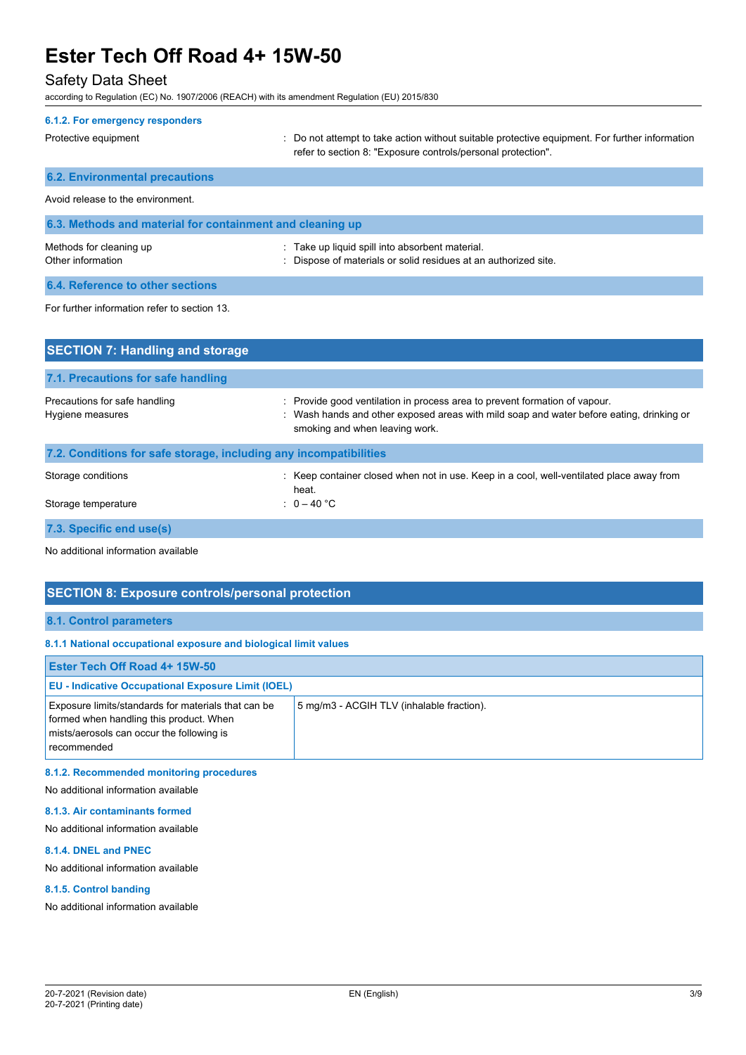#### 6.1.2. For emergency responders

Protective equipment : Do not attempt to take action without suitable protective equipment. For further information refer to section 8: "Exposure controls/personal protection".

### 6.2. Environmental precautions

Avoid release to the environment.

### 6.3. Methods and material for containment and cleaning up

Methods for cleaning up : Take up liquid spill into absorbent material.

Other information : Dispose of materials or solid residues at an authorized site.

### 6.4. Reference to other sections

For further information refer to section 13.

## SECTION 7: Handling and storage

### 7.1. Precautions for safe handling

Precautions for safe handling : Provide good ventilation in process area to prevent formation of vapour.

Hygiene measures : Wash hands and other exposed areas with mild soap and water before eating, drinking or smoking and when leaving work.

### 7.2. Conditions for safe storage, including any incompatibilities

Storage conditions : Keep container closed when not in use. Keep in a cool, well-ventilated place away from heat.

Storage temperature : 0 – 40 °C

### 7.3. Specific end use(s)

No additional information available

## SECTION 8: Exposure controls/personal protection

### 8.1. Control parameters

#### 8.1.1 National occupational exposure and biological limit values

| Ester Tech Off Road 4+ 15W-50 | |
|---|---|
| **EU - Indicative Occupational Exposure Limit (IOEL)** | |
| Exposure limits/standards for materials that can be formed when handling this product. When mists/aerosols can occur the following is recommended | 5 mg/m3 - ACGIH TLV (inhalable fraction). |

#### 8.1.2. Recommended monitoring procedures

No additional information available

#### 8.1.3. Air contaminants formed

No additional information available

#### 8.1.4. DNEL and PNEC

No additional information available

#### 8.1.5. Control banding

No additional information available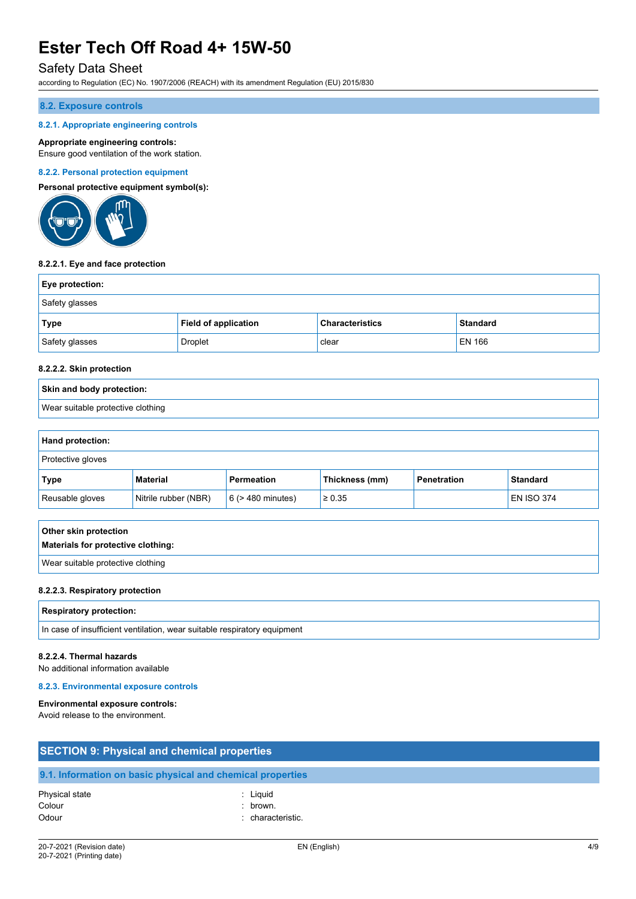### 8.2. Exposure controls

#### 8.2.1. Appropriate engineering controls

**Appropriate engineering controls:**
Ensure good ventilation of the work station.

#### 8.2.2. Personal protection equipment

**Personal protective equipment symbol(s):**

##### 8.2.2.1. Eye and face protection

| Eye protection: | | | |
|---|---|---|---|
| Safety glasses | | | |
| **Type** | **Field of application** | **Characteristics** | **Standard** |
| Safety glasses | Droplet | clear | EN 166 |

##### 8.2.2.2. Skin protection

| Skin and body protection: |
|---|
| Wear suitable protective clothing |

| Hand protection: | | | | | |
|---|---|---|---|---|---|
| Protective gloves | | | | | |
| **Type** | **Material** | **Permeation** | **Thickness (mm)** | **Penetration** | **Standard** |
| Reusable gloves | Nitrile rubber (NBR) | 6 (> 480 minutes) | ≥ 0.35 | | EN ISO 374 |

| Other skin protection<br>Materials for protective clothing: |
|---|
| Wear suitable protective clothing |

##### 8.2.2.3. Respiratory protection

| Respiratory protection: |
|---|
| In case of insufficient ventilation, wear suitable respiratory equipment |

##### 8.2.2.4. Thermal hazards

No additional information available

#### 8.2.3. Environmental exposure controls

**Environmental exposure controls:**
Avoid release to the environment.

## SECTION 9: Physical and chemical properties

### 9.1. Information on basic physical and chemical properties

Physical state : Liquid
Colour : brown.
Odour : characteristic.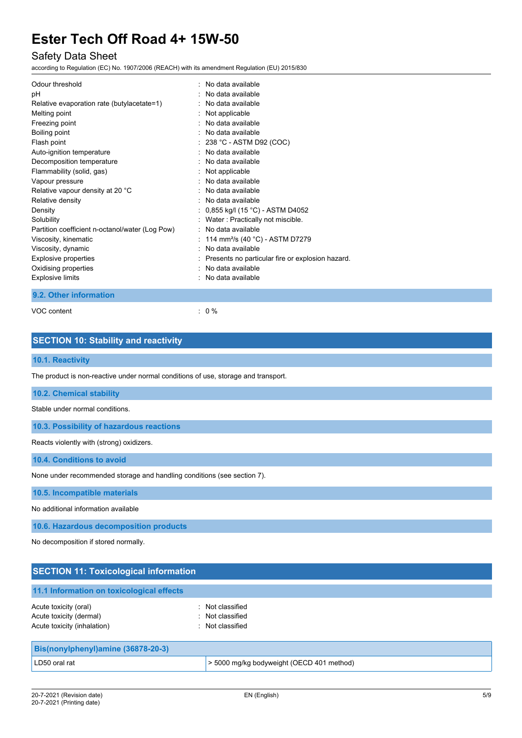| | |
|---|---|
| Odour threshold | : No data available |
| pH | : No data available |
| Relative evaporation rate (butylacetate=1) | : No data available |
| Melting point | : Not applicable |
| Freezing point | : No data available |
| Boiling point | : No data available |
| Flash point | : 238 °C - ASTM D92 (COC) |
| Auto-ignition temperature | : No data available |
| Decomposition temperature | : No data available |
| Flammability (solid, gas) | : Not applicable |
| Vapour pressure | : No data available |
| Relative vapour density at 20 °C | : No data available |
| Relative density | : No data available |
| Density | : 0,855 kg/l (15 °C) - ASTM D4052 |
| Solubility | : Water : Practically not miscible. |
| Partition coefficient n-octanol/water (Log Pow) | : No data available |
| Viscosity, kinematic | : 114 $mm^2/s$ (40 °C) - ASTM D7279 |
| Viscosity, dynamic | : No data available |
| Explosive properties | : Presents no particular fire or explosion hazard. |
| Oxidising properties | : No data available |
| Explosive limits | : No data available |

### 9.2. Other information

VOC content : 0 %

## SECTION 10: Stability and reactivity

### 10.1. Reactivity

The product is non-reactive under normal conditions of use, storage and transport.

### 10.2. Chemical stability

Stable under normal conditions.

### 10.3. Possibility of hazardous reactions

Reacts violently with (strong) oxidizers.

### 10.4. Conditions to avoid

None under recommended storage and handling conditions (see section 7).

### 10.5. Incompatible materials

No additional information available

### 10.6. Hazardous decomposition products

No decomposition if stored normally.

## SECTION 11: Toxicological information

### 11.1 Information on toxicological effects

| | |
|---|---|
| Acute toxicity (oral) | : Not classified |
| Acute toxicity (dermal) | : Not classified |
| Acute toxicity (inhalation) | : Not classified |

| Bis(nonylphenyl)amine (36878-20-3) | |
|---|---|
| LD50 oral rat | > 5000 mg/kg bodyweight (OECD 401 method) |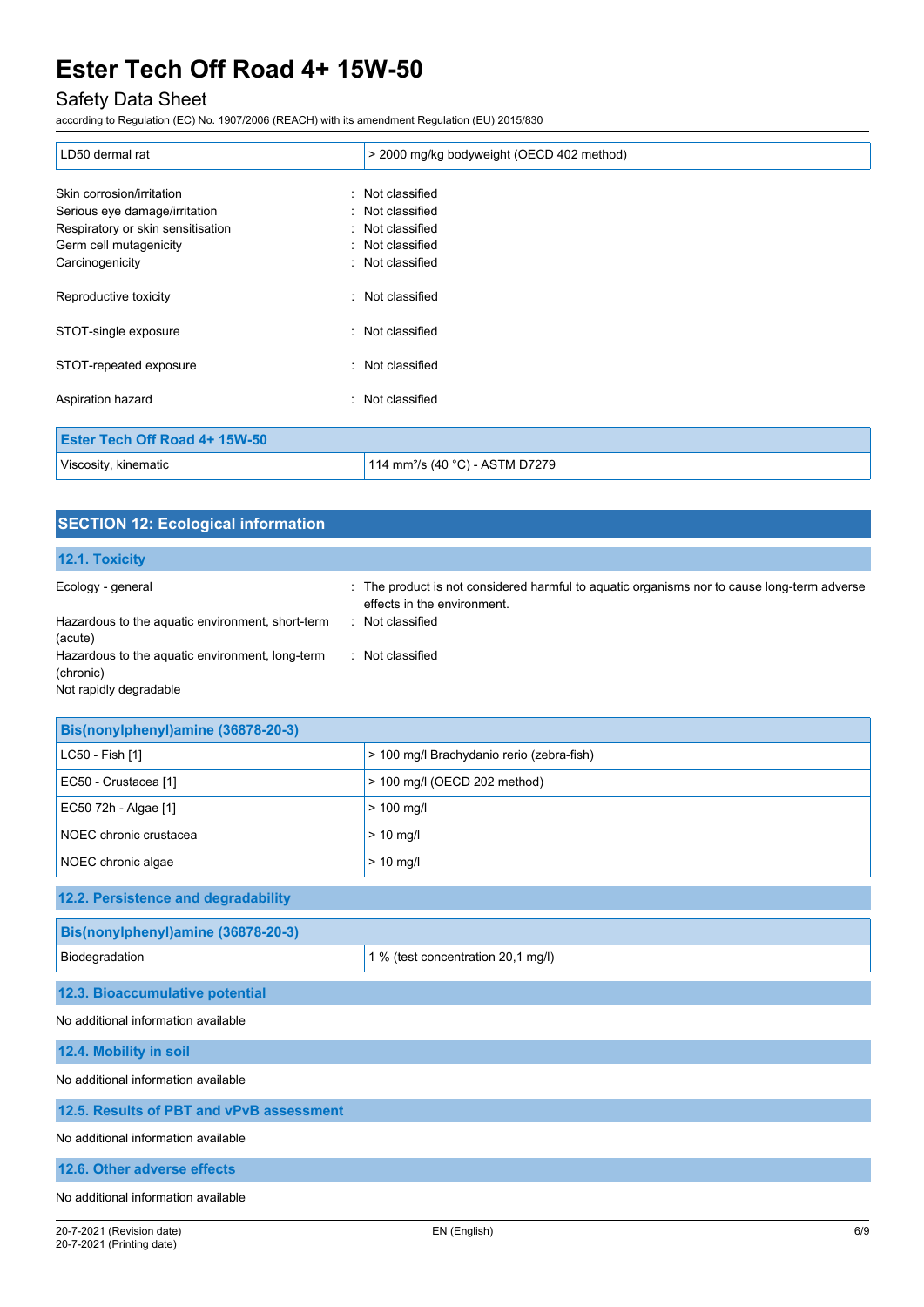| LD50 dermal rat | > 2000 mg/kg bodyweight (OECD 402 method) |
|---|---|

Skin corrosion/irritation : Not classified
Serious eye damage/irritation : Not classified
Respiratory or skin sensitisation : Not classified
Germ cell mutagenicity : Not classified
Carcinogenicity : Not classified

Reproductive toxicity : Not classified

STOT-single exposure : Not classified

STOT-repeated exposure : Not classified

Aspiration hazard : Not classified

| Ester Tech Off Road 4+ 15W-50 | |
|---|---|
| Viscosity, kinematic | 114 mm²/s (40 °C) - ASTM D7279 |

## SECTION 12: Ecological information

### 12.1. Toxicity

Ecology - general : The product is not considered harmful to aquatic organisms nor to cause long-term adverse effects in the environment.
Hazardous to the aquatic environment, short-term (acute) : Not classified
Hazardous to the aquatic environment, long-term (chronic) : Not classified
Not rapidly degradable

| Bis(nonylphenyl)amine (36878-20-3) | |
|---|---|
| LC50 - Fish [1] | > 100 mg/l Brachydanio rerio (zebra-fish) |
| EC50 - Crustacea [1] | > 100 mg/l (OECD 202 method) |
| EC50 72h - Algae [1] | > 100 mg/l |
| NOEC chronic crustacea | > 10 mg/l |
| NOEC chronic algae | > 10 mg/l |

### 12.2. Persistence and degradability

| Bis(nonylphenyl)amine (36878-20-3) | |
|---|---|
| Biodegradation | 1 % (test concentration 20,1 mg/l) |

### 12.3. Bioaccumulative potential

No additional information available

### 12.4. Mobility in soil

No additional information available

### 12.5. Results of PBT and vPvB assessment

No additional information available

### 12.6. Other adverse effects

No additional information available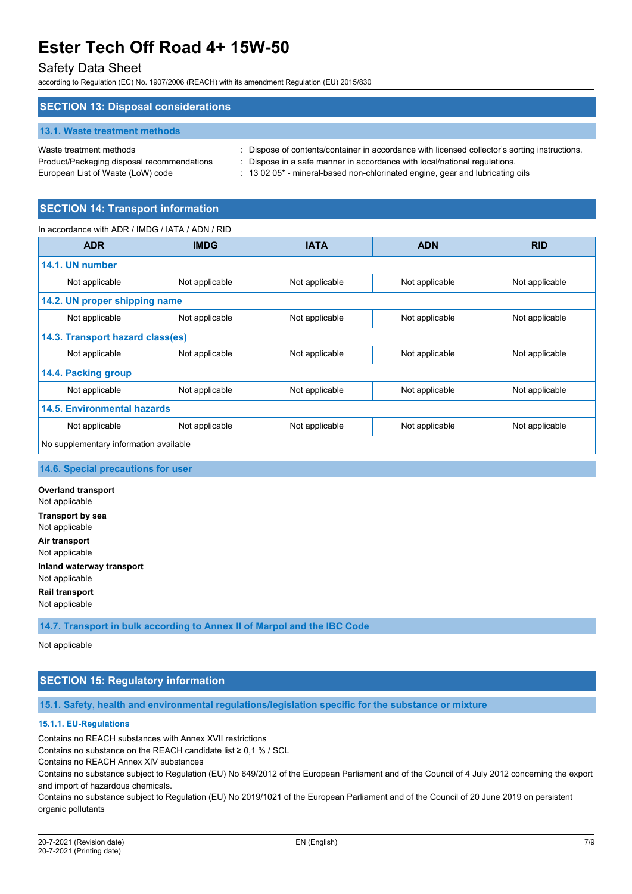## SECTION 13: Disposal considerations

### 13.1. Waste treatment methods

Waste treatment methods : Dispose of contents/container in accordance with licensed collector's sorting instructions.

Product/Packaging disposal recommendations : Dispose in a safe manner in accordance with local/national regulations.

European List of Waste (LoW) code : 13 02 05* - mineral-based non-chlorinated engine, gear and lubricating oils

## SECTION 14: Transport information

In accordance with ADR / IMDG / IATA / ADN / RID

| ADR | IMDG | IATA | ADN | RID |
|---|---|---|---|---|
| **14.1. UN number** | | | | |
| Not applicable | Not applicable | Not applicable | Not applicable | Not applicable |
| **14.2. UN proper shipping name** | | | | |
| Not applicable | Not applicable | Not applicable | Not applicable | Not applicable |
| **14.3. Transport hazard class(es)** | | | | |
| Not applicable | Not applicable | Not applicable | Not applicable | Not applicable |
| **14.4. Packing group** | | | | |
| Not applicable | Not applicable | Not applicable | Not applicable | Not applicable |
| **14.5. Environmental hazards** | | | | |
| Not applicable | Not applicable | Not applicable | Not applicable | Not applicable |
| No supplementary information available | | | | |

### 14.6. Special precautions for user

**Overland transport**
Not applicable

**Transport by sea**
Not applicable

**Air transport**
Not applicable

**Inland waterway transport**
Not applicable

**Rail transport**
Not applicable

### 14.7. Transport in bulk according to Annex II of Marpol and the IBC Code

Not applicable

## SECTION 15: Regulatory information

### 15.1. Safety, health and environmental regulations/legislation specific for the substance or mixture

#### 15.1.1. EU-Regulations

Contains no REACH substances with Annex XVII restrictions
Contains no substance on the REACH candidate list ≥ 0,1 % / SCL
Contains no REACH Annex XIV substances
Contains no substance subject to Regulation (EU) No 649/2012 of the European Parliament and of the Council of 4 July 2012 concerning the export and import of hazardous chemicals.
Contains no substance subject to Regulation (EU) No 2019/1021 of the European Parliament and of the Council of 20 June 2019 on persistent organic pollutants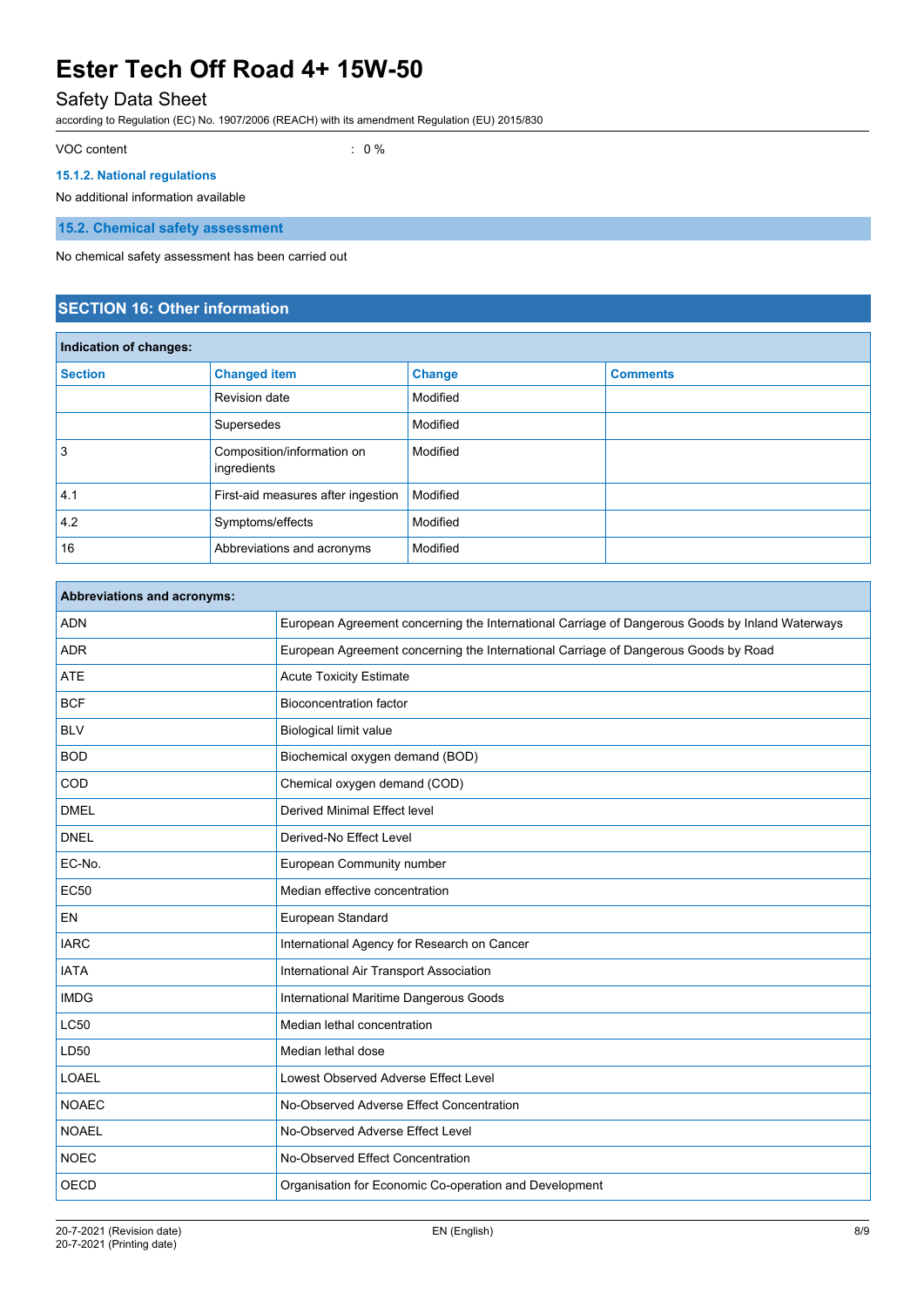VOC content : 0 %

#### 15.1.2. National regulations

No additional information available

### 15.2. Chemical safety assessment

No chemical safety assessment has been carried out

## SECTION 16: Other information

| Indication of changes: | | | |
|---|---|---|---|
| **Section** | **Changed item** | **Change** | **Comments** |
| | Revision date | Modified | |
| | Supersedes | Modified | |
| 3 | Composition/information on ingredients | Modified | |
| 4.1 | First-aid measures after ingestion | Modified | |
| 4.2 | Symptoms/effects | Modified | |
| 16 | Abbreviations and acronyms | Modified | |

| Abbreviations and acronyms: | |
|---|---|
| ADN | European Agreement concerning the International Carriage of Dangerous Goods by Inland Waterways |
| ADR | European Agreement concerning the International Carriage of Dangerous Goods by Road |
| ATE | Acute Toxicity Estimate |
| BCF | Bioconcentration factor |
| BLV | Biological limit value |
| BOD | Biochemical oxygen demand (BOD) |
| COD | Chemical oxygen demand (COD) |
| DMEL | Derived Minimal Effect level |
| DNEL | Derived-No Effect Level |
| EC-No. | European Community number |
| EC50 | Median effective concentration |
| EN | European Standard |
| IARC | International Agency for Research on Cancer |
| IATA | International Air Transport Association |
| IMDG | International Maritime Dangerous Goods |
| LC50 | Median lethal concentration |
| LD50 | Median lethal dose |
| LOAEL | Lowest Observed Adverse Effect Level |
| NOAEC | No-Observed Adverse Effect Concentration |
| NOAEL | No-Observed Adverse Effect Level |
| NOEC | No-Observed Effect Concentration |
| OECD | Organisation for Economic Co-operation and Development |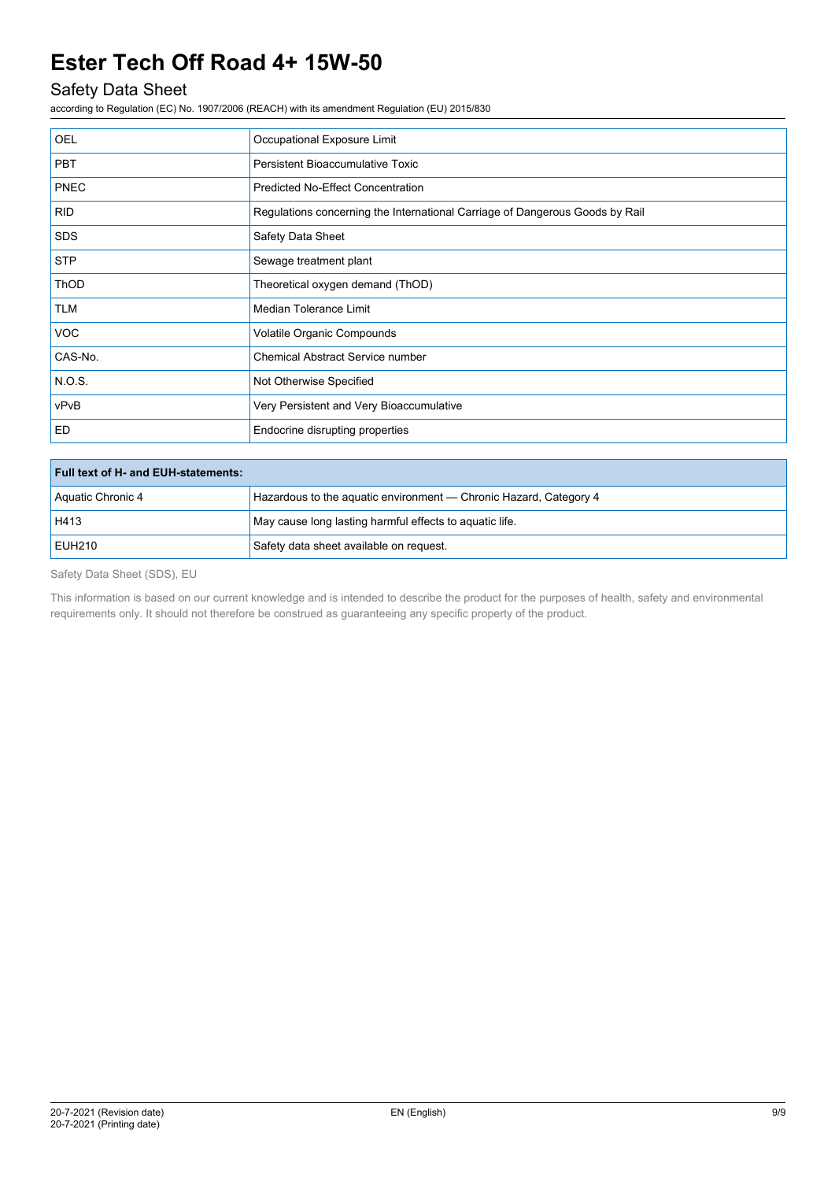| | |
|---|---|
| OEL | Occupational Exposure Limit |
| PBT | Persistent Bioaccumulative Toxic |
| PNEC | Predicted No-Effect Concentration |
| RID | Regulations concerning the International Carriage of Dangerous Goods by Rail |
| SDS | Safety Data Sheet |
| STP | Sewage treatment plant |
| ThOD | Theoretical oxygen demand (ThOD) |
| TLM | Median Tolerance Limit |
| VOC | Volatile Organic Compounds |
| CAS-No. | Chemical Abstract Service number |
| N.O.S. | Not Otherwise Specified |
| vPvB | Very Persistent and Very Bioaccumulative |
| ED | Endocrine disrupting properties |

| **Full text of H- and EUH-statements:** | |
|---|---|
| Aquatic Chronic 4 | Hazardous to the aquatic environment — Chronic Hazard, Category 4 |
| H413 | May cause long lasting harmful effects to aquatic life. |
| EUH210 | Safety data sheet available on request. |

Safety Data Sheet (SDS), EU

This information is based on our current knowledge and is intended to describe the product for the purposes of health, safety and environmental requirements only. It should not therefore be construed as guaranteeing any specific property of the product.